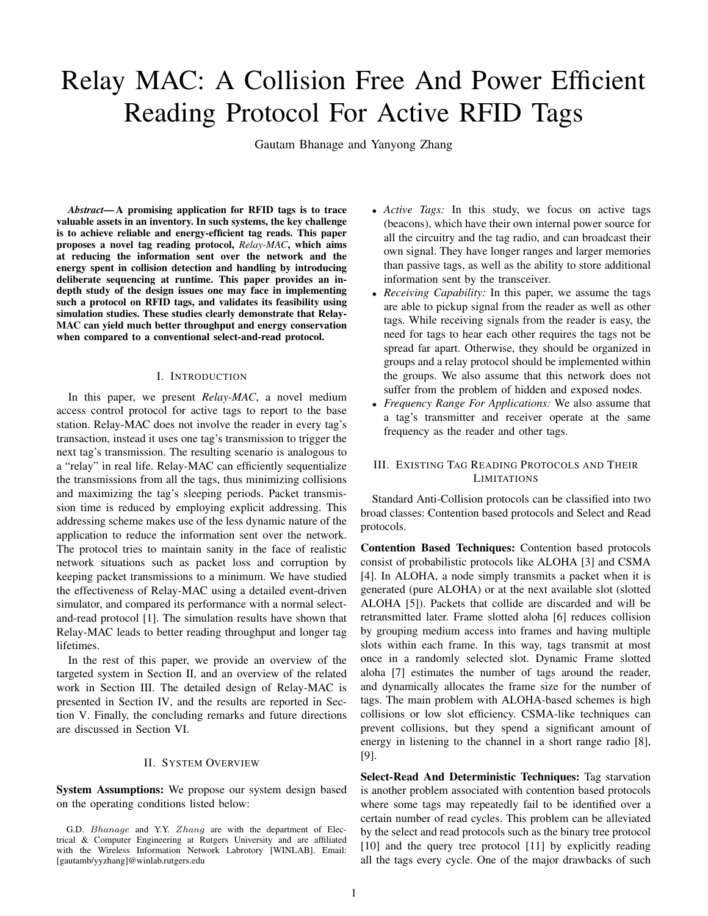# Relay MAC: A Collision Free And Power Efficient Reading Protocol For Active RFID Tags

Gautam Bhanage and Yanyong Zhang

***Abstract*— A promising application for RFID tags is to trace valuable assets in an inventory. In such systems, the key challenge is to achieve reliable and energy-efficient tag reads. This paper proposes a novel tag reading protocol, *Relay-MAC*, which aims at reducing the information sent over the network and the energy spent in collision detection and handling by introducing deliberate sequencing at runtime. This paper provides an in-depth study of the design issues one may face in implementing such a protocol on RFID tags, and validates its feasibility using simulation studies. These studies clearly demonstrate that Relay-MAC can yield much better throughput and energy conservation when compared to a conventional select-and-read protocol.**

## I. Introduction

In this paper, we present *Relay-MAC*, a novel medium access control protocol for active tags to report to the base station. Relay-MAC does not involve the reader in every tag's transaction, instead it uses one tag's transmission to trigger the next tag's transmission. The resulting scenario is analogous to a "relay" in real life. Relay-MAC can efficiently sequentialize the transmissions from all the tags, thus minimizing collisions and maximizing the tag's sleeping periods. Packet transmission time is reduced by employing explicit addressing. This addressing scheme makes use of the less dynamic nature of the application to reduce the information sent over the network. The protocol tries to maintain sanity in the face of realistic network situations such as packet loss and corruption by keeping packet transmissions to a minimum. We have studied the effectiveness of Relay-MAC using a detailed event-driven simulator, and compared its performance with a normal select-and-read protocol [1]. The simulation results have shown that Relay-MAC leads to better reading throughput and longer tag lifetimes.

In the rest of this paper, we provide an overview of the targeted system in Section II, and an overview of the related work in Section III. The detailed design of Relay-MAC is presented in Section IV, and the results are reported in Section V. Finally, the concluding remarks and future directions are discussed in Section VI.

## II. System Overview

**System Assumptions:** We propose our system design based on the operating conditions listed below:

- *Active Tags:* In this study, we focus on active tags (beacons), which have their own internal power source for all the circuitry and the tag radio, and can broadcast their own signal. They have longer ranges and larger memories than passive tags, as well as the ability to store additional information sent by the transceiver.
- *Receiving Capability:* In this paper, we assume the tags are able to pickup signal from the reader as well as other tags. While receiving signals from the reader is easy, the need for tags to hear each other requires the tags not be spread far apart. Otherwise, they should be organized in groups and a relay protocol should be implemented within the groups. We also assume that this network does not suffer from the problem of hidden and exposed nodes.
- *Frequency Range For Applications:* We also assume that a tag's transmitter and receiver operate at the same frequency as the reader and other tags.

## III. Existing Tag Reading Protocols and Their Limitations

Standard Anti-Collision protocols can be classified into two broad classes: Contention based protocols and Select and Read protocols.

**Contention Based Techniques:** Contention based protocols consist of probabilistic protocols like ALOHA [3] and CSMA [4]. In ALOHA, a node simply transmits a packet when it is generated (pure ALOHA) or at the next available slot (slotted ALOHA [5]). Packets that collide are discarded and will be retransmitted later. Frame slotted aloha [6] reduces collision by grouping medium access into frames and having multiple slots within each frame. In this way, tags transmit at most once in a randomly selected slot. Dynamic Frame slotted aloha [7] estimates the number of tags around the reader, and dynamically allocates the frame size for the number of tags. The main problem with ALOHA-based schemes is high collisions or low slot efficiency. CSMA-like techniques can prevent collisions, but they spend a significant amount of energy in listening to the channel in a short range radio [8], [9].

**Select-Read And Deterministic Techniques:** Tag starvation is another problem associated with contention based protocols where some tags may repeatedly fail to be identified over a certain number of read cycles. This problem can be alleviated by the select and read protocols such as the binary tree protocol [10] and the query tree protocol [11] by explicitly reading all the tags every cycle. One of the major drawbacks of such

G.D. *Bhanage* and Y.Y. *Zhang* are with the department of Electrical & Computer Engineering at Rutgers University and are affiliated with the Wireless Information Network Labrotory [WINLAB]. Email: [gautamb/yyzhang]@winlab.rutgers.edu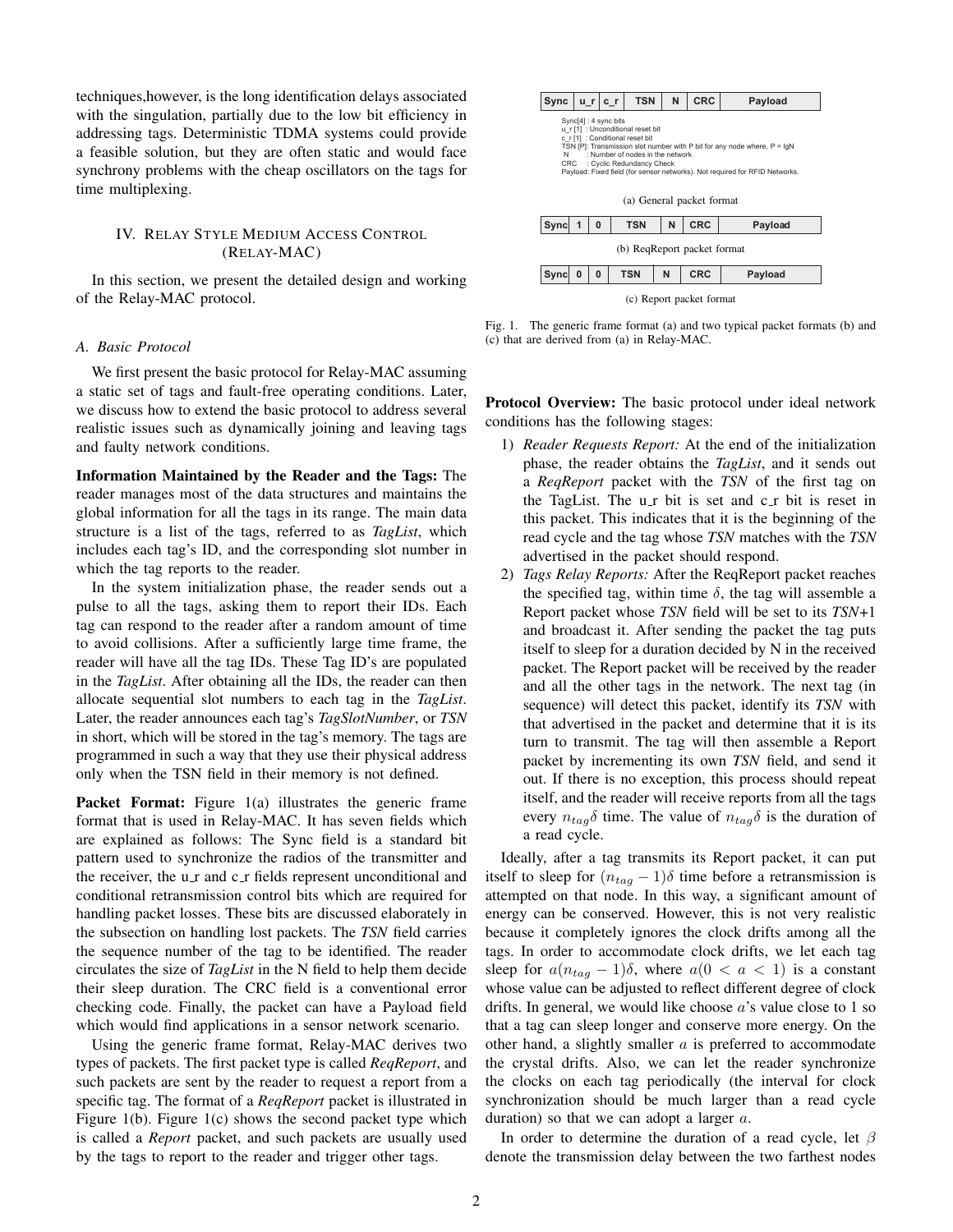techniques,however, is the long identification delays associated with the singulation, partially due to the low bit efficiency in addressing tags. Deterministic TDMA systems could provide a feasible solution, but they are often static and would face synchrony problems with the cheap oscillators on the tags for time multiplexing.

## IV. Relay Style Medium Access Control (Relay-MAC)

In this section, we present the detailed design and working of the Relay-MAC protocol.

### A. Basic Protocol

We first present the basic protocol for Relay-MAC assuming a static set of tags and fault-free operating conditions. Later, we discuss how to extend the basic protocol to address several realistic issues such as dynamically joining and leaving tags and faulty network conditions.

**Information Maintained by the Reader and the Tags:** The reader manages most of the data structures and maintains the global information for all the tags in its range. The main data structure is a list of the tags, referred to as *TagList*, which includes each tag's ID, and the corresponding slot number in which the tag reports to the reader.

In the system initialization phase, the reader sends out a pulse to all the tags, asking them to report their IDs. Each tag can respond to the reader after a random amount of time to avoid collisions. After a sufficiently large time frame, the reader will have all the tag IDs. These Tag ID's are populated in the *TagList*. After obtaining all the IDs, the reader can then allocate sequential slot numbers to each tag in the *TagList*. Later, the reader announces each tag's *TagSlotNumber*, or *TSN* in short, which will be stored in the tag's memory. The tags are programmed in such a way that they use their physical address only when the TSN field in their memory is not defined.

**Packet Format:** Figure 1(a) illustrates the generic frame format that is used in Relay-MAC. It has seven fields which are explained as follows: The Sync field is a standard bit pattern used to synchronize the radios of the transmitter and the receiver, the u_r and c_r fields represent unconditional and conditional retransmission control bits which are required for handling packet losses. These bits are discussed elaborately in the subsection on handling lost packets. The *TSN* field carries the sequence number of the tag to be identified. The reader circulates the size of *TagList* in the N field to help them decide their sleep duration. The CRC field is a conventional error checking code. Finally, the packet can have a Payload field which would find applications in a sensor network scenario.

Using the generic frame format, Relay-MAC derives two types of packets. The first packet type is called *ReqReport*, and such packets are sent by the reader to request a report from a specific tag. The format of a *ReqReport* packet is illustrated in Figure 1(b). Figure 1(c) shows the second packet type which is called a *Report* packet, and such packets are usually used by the tags to report to the reader and trigger other tags.

| Sync | u_r | c_r | TSN | N | CRC | Payload |
|---|---|---|---|---|---|---|

Sync[4] : 4 sync bits
u_r [1] : Unconditional reset bit
c_r [1] : Conditional reset bit
TSN [P]: Transmission slot number with P bit for any node where, P = lgN
N : Number of nodes in the network
CRC : Cyclic Redundancy Check
Payload: Fixed field (for sensor networks). Not required for RFID Networks.

(a) General packet format

| Sync | 1 | 0 | TSN | N | CRC | Payload |
|---|---|---|---|---|---|---|

(b) ReqReport packet format

| Sync | 0 | 0 | TSN | N | CRC | Payload |
|---|---|---|---|---|---|---|

(c) Report packet format

Fig. 1. The generic frame format (a) and two typical packet formats (b) and (c) that are derived from (a) in Relay-MAC.

**Protocol Overview:** The basic protocol under ideal network conditions has the following stages:

1) *Reader Requests Report:* At the end of the initialization phase, the reader obtains the *TagList*, and it sends out a *ReqReport* packet with the *TSN* of the first tag on the TagList. The u_r bit is set and c_r bit is reset in this packet. This indicates that it is the beginning of the read cycle and the tag whose *TSN* matches with the *TSN* advertised in the packet should respond.
2) *Tags Relay Reports:* After the ReqReport packet reaches the specified tag, within time $\delta$, the tag will assemble a Report packet whose *TSN* field will be set to its *TSN*+1 and broadcast it. After sending the packet the tag puts itself to sleep for a duration decided by N in the received packet. The Report packet will be received by the reader and all the other tags in the network. The next tag (in sequence) will detect this packet, identify its *TSN* with that advertised in the packet and determine that it is its turn to transmit. The tag will then assemble a Report packet by incrementing its own *TSN* field, and send it out. If there is no exception, this process should repeat itself, and the reader will receive reports from all the tags every $n_{tag}\delta$ time. The value of $n_{tag}\delta$ is the duration of a read cycle.

Ideally, after a tag transmits its Report packet, it can put itself to sleep for $(n_{tag} - 1)\delta$ time before a retransmission is attempted on that node. In this way, a significant amount of energy can be conserved. However, this is not very realistic because it completely ignores the clock drifts among all the tags. In order to accommodate clock drifts, we let each tag sleep for $a(n_{tag} - 1)\delta$, where $a(0 < a < 1)$ is a constant whose value can be adjusted to reflect different degree of clock drifts. In general, we would like choose $a$'s value close to 1 so that a tag can sleep longer and conserve more energy. On the other hand, a slightly smaller $a$ is preferred to accommodate the crystal drifts. Also, we can let the reader synchronize the clocks on each tag periodically (the interval for clock synchronization should be much larger than a read cycle duration) so that we can adopt a larger $a$.

In order to determine the duration of a read cycle, let $\beta$ denote the transmission delay between the two farthest nodes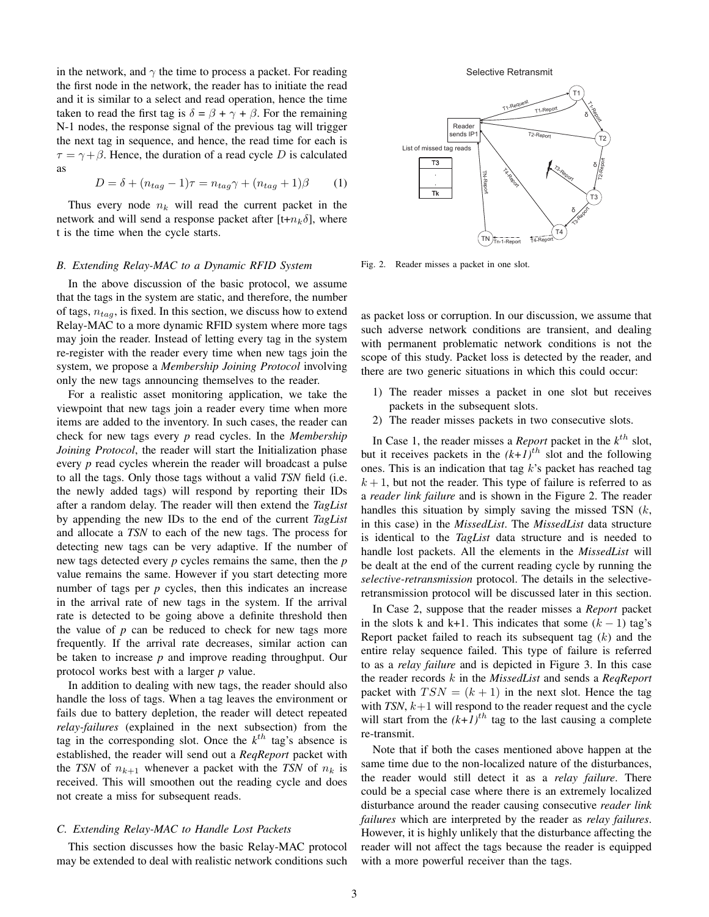in the network, and $\gamma$ the time to process a packet. For reading the first node in the network, the reader has to initiate the read and it is similar to a select and read operation, hence the time taken to read the first tag is $\delta = \beta + \gamma + \beta$. For the remaining N-1 nodes, the response signal of the previous tag will trigger the next tag in sequence, and hence, the read time for each is $\tau = \gamma + \beta$. Hence, the duration of a read cycle $D$ is calculated as

$$D = \delta + (n_{tag} - 1)\tau = n_{tag}\gamma + (n_{tag} + 1)\beta \qquad (1)$$

Thus every node $n_k$ will read the current packet in the network and will send a response packet after [t+$n_k\delta$], where t is the time when the cycle starts.

### B. Extending Relay-MAC to a Dynamic RFID System

In the above discussion of the basic protocol, we assume that the tags in the system are static, and therefore, the number of tags, $n_{tag}$, is fixed. In this section, we discuss how to extend Relay-MAC to a more dynamic RFID system where more tags may join the reader. Instead of letting every tag in the system re-register with the reader every time when new tags join the system, we propose a *Membership Joining Protocol* involving only the new tags announcing themselves to the reader.

For a realistic asset monitoring application, we take the viewpoint that new tags join a reader every time when more items are added to the inventory. In such cases, the reader can check for new tags every *p* read cycles. In the *Membership Joining Protocol*, the reader will start the Initialization phase every *p* read cycles wherein the reader will broadcast a pulse to all the tags. Only those tags without a valid *TSN* field (i.e. the newly added tags) will respond by reporting their IDs after a random delay. The reader will then extend the *TagList* by appending the new IDs to the end of the current *TagList* and allocate a *TSN* to each of the new tags. The process for detecting new tags can be very adaptive. If the number of new tags detected every *p* cycles remains the same, then the *p* value remains the same. However if you start detecting more number of tags per *p* cycles, then this indicates an increase in the arrival rate of new tags in the system. If the arrival rate is detected to be going above a definite threshold then the value of *p* can be reduced to check for new tags more frequently. If the arrival rate decreases, similar action can be taken to increase *p* and improve reading throughput. Our protocol works best with a larger *p* value.

In addition to dealing with new tags, the reader should also handle the loss of tags. When a tag leaves the environment or fails due to battery depletion, the reader will detect repeated *relay-failures* (explained in the next subsection) from the tag in the corresponding slot. Once the $k^{th}$ tag's absence is established, the reader will send out a *ReqReport* packet with the *TSN* of $n_{k+1}$ whenever a packet with the *TSN* of $n_k$ is received. This will smoothen out the reading cycle and does not create a miss for subsequent reads.

### C. Extending Relay-MAC to Handle Lost Packets

This section discusses how the basic Relay-MAC protocol may be extended to deal with realistic network conditions such as packet loss or corruption. In our discussion, we assume that such adverse network conditions are transient, and dealing with permanent problematic network conditions is not the scope of this study. Packet loss is detected by the reader, and there are two generic situations in which this could occur:

1) The reader misses a packet in one slot but receives packets in the subsequent slots.
2) The reader misses packets in two consecutive slots.

Fig. 2. Reader misses a packet in one slot.

In Case 1, the reader misses a *Report* packet in the $k^{th}$ slot, but it receives packets in the *(k+1)*$^{th}$ slot and the following ones. This is an indication that tag $k$'s packet has reached tag $k+1$, but not the reader. This type of failure is referred to as a *reader link failure* and is shown in the Figure 2. The reader handles this situation by simply saving the missed TSN ($k$, in this case) in the *MissedList*. The *MissedList* data structure is identical to the *TagList* data structure and is needed to handle lost packets. All the elements in the *MissedList* will be dealt at the end of the current reading cycle by running the *selective-retransmission* protocol. The details in the selective-retransmission protocol will be discussed later in this section.

In Case 2, suppose that the reader misses a *Report* packet in the slots k and k+1. This indicates that some $(k-1)$ tag's Report packet failed to reach its subsequent tag $(k)$ and the entire relay sequence failed. This type of failure is referred to as a *relay failure* and is depicted in Figure 3. In this case the reader records $k$ in the *MissedList* and sends a *ReqReport* packet with $TSN = (k+1)$ in the next slot. Hence the tag with *TSN*, $k+1$ will respond to the reader request and the cycle will start from the *(k+1)*$^{th}$ tag to the last causing a complete re-transmit.

Note that if both the cases mentioned above happen at the same time due to the non-localized nature of the disturbances, the reader would still detect it as a *relay failure*. There could be a special case where there is an extremely localized disturbance around the reader causing consecutive *reader link failures* which are interpreted by the reader as *relay failures*. However, it is highly unlikely that the disturbance affecting the reader will not affect the tags because the reader is equipped with a more powerful receiver than the tags.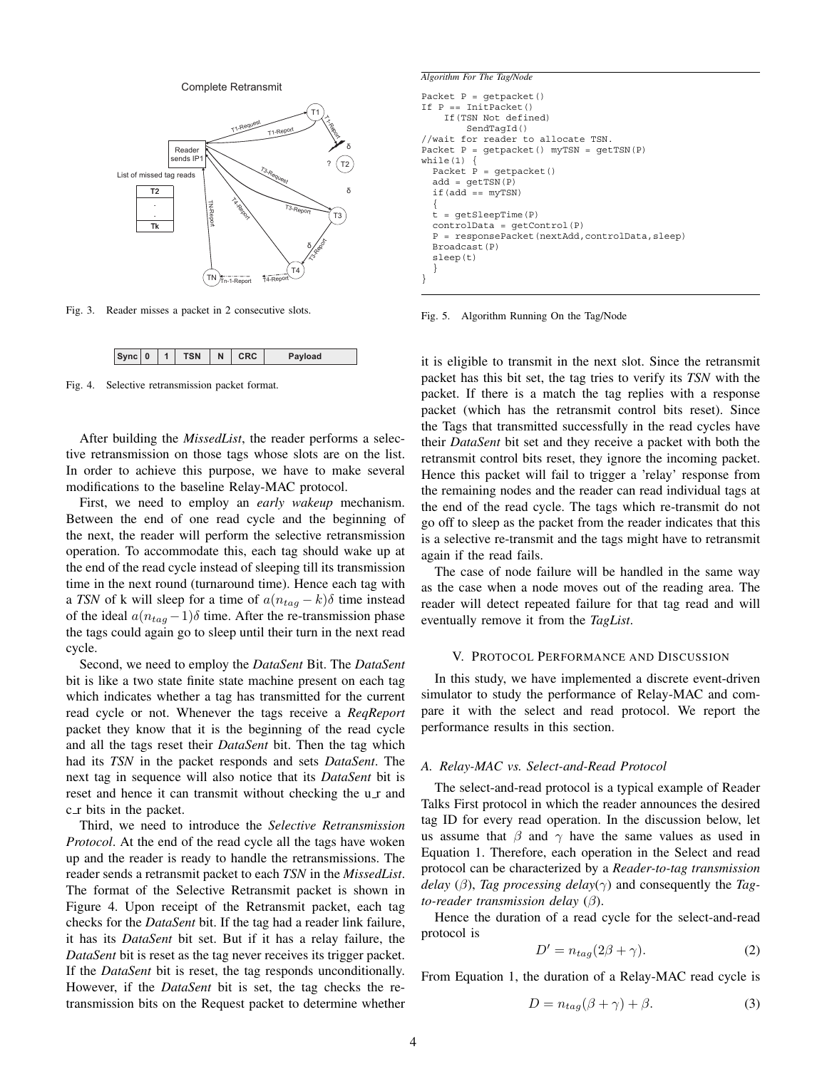Fig. 3. Reader misses a packet in 2 consecutive slots.

| Sync | 0 | 1 | TSN | N | CRC | Payload |
|---|---|---|---|---|---|---|

Fig. 4. Selective retransmission packet format.

After building the *MissedList*, the reader performs a selective retransmission on those tags whose slots are on the list. In order to achieve this purpose, we have to make several modifications to the baseline Relay-MAC protocol.

First, we need to employ an *early wakeup* mechanism. Between the end of one read cycle and the beginning of the next, the reader will perform the selective retransmission operation. To accommodate this, each tag should wake up at the end of the read cycle instead of sleeping till its transmission time in the next round (turnaround time). Hence each tag with a *TSN* of k will sleep for a time of $a(n_{tag} - k)\delta$ time instead of the ideal $a(n_{tag} - 1)\delta$ time. After the re-transmission phase the tags could again go to sleep until their turn in the next read cycle.

Second, we need to employ the *DataSent* Bit. The *DataSent* bit is like a two state finite state machine present on each tag which indicates whether a tag has transmitted for the current read cycle or not. Whenever the tags receive a *ReqReport* packet they know that it is the beginning of the read cycle and all the tags reset their *DataSent* bit. Then the tag which had its *TSN* in the packet responds and sets *DataSent*. The next tag in sequence will also notice that its *DataSent* bit is reset and hence it can transmit without checking the u_r and c_r bits in the packet.

Third, we need to introduce the *Selective Retransmission Protocol*. At the end of the read cycle all the tags have woken up and the reader is ready to handle the retransmissions. The reader sends a retransmit packet to each *TSN* in the *MissedList*. The format of the Selective Retransmit packet is shown in Figure 4. Upon receipt of the Retransmit packet, each tag checks for the *DataSent* bit. If the tag had a reader link failure, it has its *DataSent* bit set. But if it has a relay failure, the *DataSent* bit is reset as the tag never receives its trigger packet. If the *DataSent* bit is reset, the tag responds unconditionally. However, if the *DataSent* bit is set, the tag checks the retransmission bits on the Request packet to determine whether it is eligible to transmit in the next slot. Since the retransmit packet has this bit set, the tag tries to verify its *TSN* with the packet. If there is a match the tag replies with a response packet (which has the retransmit control bits reset). Since the Tags that transmitted successfully in the read cycles have their *DataSent* bit set and they receive a packet with both the retransmit control bits reset, they ignore the incoming packet. Hence this packet will fail to trigger a 'relay' response from the remaining nodes and the reader can read individual tags at the end of the read cycle. The tags which re-transmit do not go off to sleep as the packet from the reader indicates that this is a selective re-transmit and the tags might have to retransmit again if the read fails.

*Algorithm For The Tag/Node*

```
Packet P = getpacket()
If P == InitPacket()
    If(TSN Not defined)
        SendTagId()
//wait for reader to allocate TSN.
Packet P = getpacket() myTSN = getTSN(P)
while(1) {
  Packet P = getpacket()
  add = getTSN(P)
  if(add == myTSN)
  {
  t = getSleepTime(P)
  controlData = getControl(P)
  P = responsePacket(nextAdd,controlData,sleep)
  Broadcast(P)
  sleep(t)
  }
}
```

Fig. 5. Algorithm Running On the Tag/Node

The case of node failure will be handled in the same way as the case when a node moves out of the reading area. The reader will detect repeated failure for that tag read and will eventually remove it from the *TagList*.

## V. Protocol Performance and Discussion

In this study, we have implemented a discrete event-driven simulator to study the performance of Relay-MAC and compare it with the select and read protocol. We report the performance results in this section.

### A. Relay-MAC vs. Select-and-Read Protocol

The select-and-read protocol is a typical example of Reader Talks First protocol in which the reader announces the desired tag ID for every read operation. In the discussion below, let us assume that $\beta$ and $\gamma$ have the same values as used in Equation 1. Therefore, each operation in the Select and read protocol can be characterized by a *Reader-to-tag transmission delay* ($\beta$), *Tag processing delay*($\gamma$) and consequently the *Tag-to-reader transmission delay* ($\beta$).

Hence the duration of a read cycle for the select-and-read protocol is

$$D' = n_{tag}(2\beta + \gamma). \tag{2}$$

From Equation 1, the duration of a Relay-MAC read cycle is

$$D = n_{tag}(\beta + \gamma) + \beta. \tag{3}$$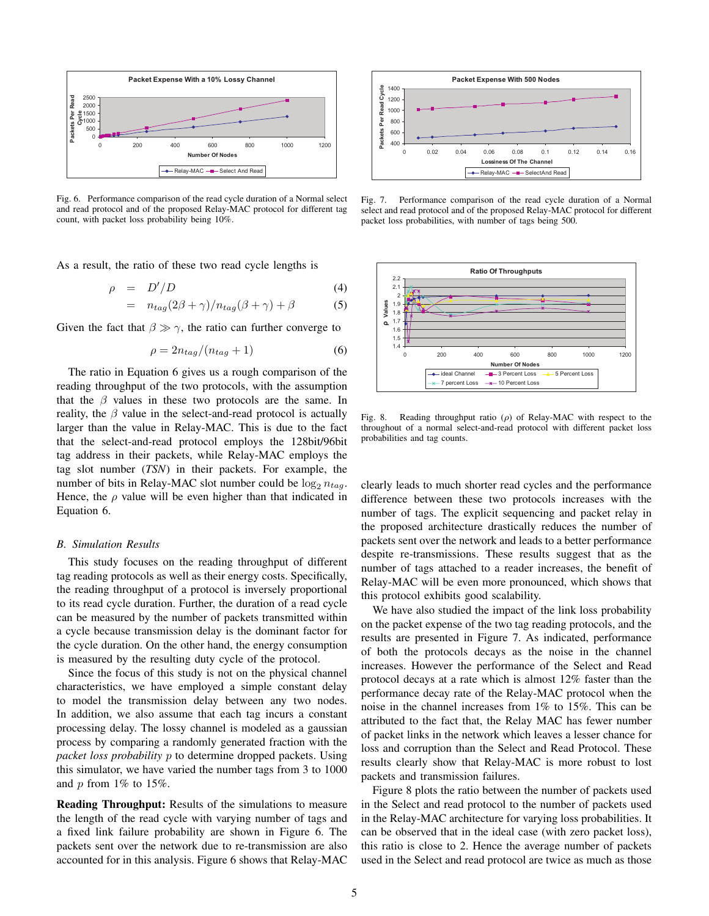Fig. 6. Performance comparison of the read cycle duration of a Normal select and read protocol and of the proposed Relay-MAC protocol for different tag count, with packet loss probability being 10%.

Fig. 7. Performance comparison of the read cycle duration of a Normal select and read protocol and of the proposed Relay-MAC protocol for different packet loss probabilities, with number of tags being 500.

As a result, the ratio of these two read cycle lengths is

$$\rho = D'/D \quad (4)$$

$$= n_{tag}(2\beta + \gamma)/n_{tag}(\beta + \gamma) + \beta \quad (5)$$

Given the fact that $\beta \gg \gamma$, the ratio can further converge to

$$\rho = 2n_{tag}/(n_{tag} + 1) \quad (6)$$

The ratio in Equation 6 gives us a rough comparison of the reading throughput of the two protocols, with the assumption that the $\beta$ values in these two protocols are the same. In reality, the $\beta$ value in the select-and-read protocol is actually larger than the value in Relay-MAC. This is due to the fact that the select-and-read protocol employs the 128bit/96bit tag address in their packets, while Relay-MAC employs the tag slot number (*TSN*) in their packets. For example, the number of bits in Relay-MAC slot number could be $\log_2 n_{tag}$. Hence, the $\rho$ value will be even higher than that indicated in Equation 6.

### B. Simulation Results

This study focuses on the reading throughput of different tag reading protocols as well as their energy costs. Specifically, the reading throughput of a protocol is inversely proportional to its read cycle duration. Further, the duration of a read cycle can be measured by the number of packets transmitted within a cycle because transmission delay is the dominant factor for the cycle duration. On the other hand, the energy consumption is measured by the resulting duty cycle of the protocol.

Since the focus of this study is not on the physical channel characteristics, we have employed a simple constant delay to model the transmission delay between any two nodes. In addition, we also assume that each tag incurs a constant processing delay. The lossy channel is modeled as a gaussian process by comparing a randomly generated fraction with the *packet loss probability* $p$ to determine dropped packets. Using this simulator, we have varied the number tags from 3 to 1000 and $p$ from 1% to 15%.

**Reading Throughput:** Results of the simulations to measure the length of the read cycle with varying number of tags and a fixed link failure probability are shown in Figure 6. The packets sent over the network due to re-transmission are also accounted for in this analysis. Figure 6 shows that Relay-MAC clearly leads to much shorter read cycles and the performance difference between these two protocols increases with the number of tags. The explicit sequencing and packet relay in the proposed architecture drastically reduces the number of packets sent over the network and leads to a better performance despite re-transmissions. These results suggest that as the number of tags attached to a reader increases, the benefit of Relay-MAC will be even more pronounced, which shows that this protocol exhibits good scalability.

Fig. 8. Reading throughput ratio ($\rho$) of Relay-MAC with respect to the throughput of a normal select-and-read protocol with different packet loss probabilities and tag counts.

We have also studied the impact of the link loss probability on the packet expense of the two tag reading protocols, and the results are presented in Figure 7. As indicated, performance of both the protocols decays as the noise in the channel increases. However the performance of the Select and Read protocol decays at a rate which is almost 12% faster than the performance decay rate of the Relay-MAC protocol when the noise in the channel increases from 1% to 15%. This can be attributed to the fact that, the Relay MAC has fewer number of packet links in the network which leaves a lesser chance for loss and corruption than the Select and Read Protocol. These results clearly show that Relay-MAC is more robust to lost packets and transmission failures.

Figure 8 plots the ratio between the number of packets used in the Select and read protocol to the number of packets used in the Relay-MAC architecture for varying loss probabilities. It can be observed that in the ideal case (with zero packet loss), this ratio is close to 2. Hence the average number of packets used in the Select and read protocol are twice as much as those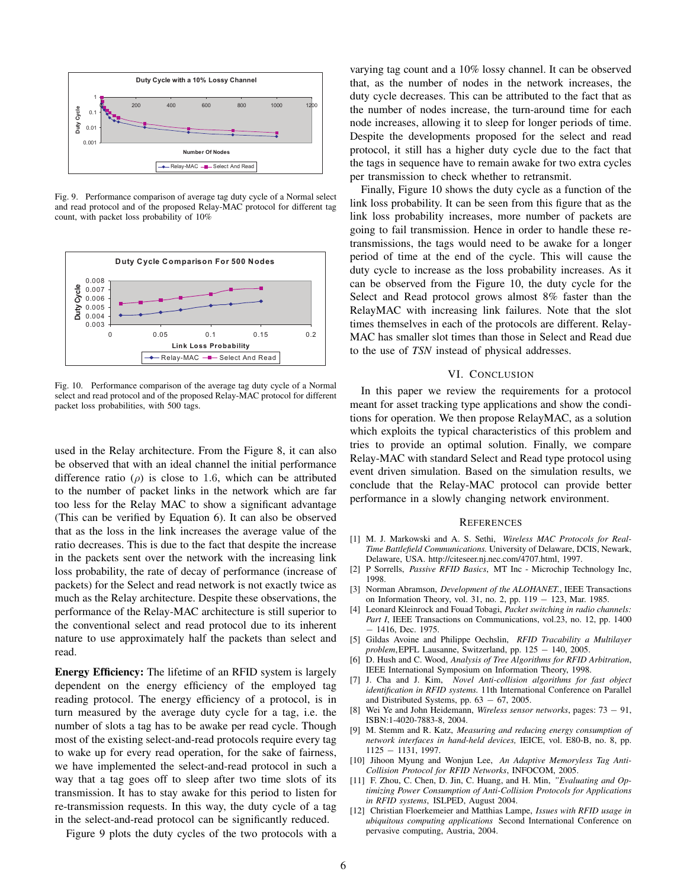Duty Cycle with a 10% Lossy Channel

1
0.1
0.01
0.001

Duty Cycle

200 400 600 800 1000 1200

Number Of Nodes

Relay-MAC — Select And Read

Fig. 9. Performance comparison of average tag duty cycle of a Normal select and read protocol and of the proposed Relay-MAC protocol for different tag count, with packet loss probability of 10%

Duty Cycle Comparison For 500 Nodes

0.008
0.007
0.006
0.005
0.004
0.003

Duty Cycle

0 0.05 0.1 0.15 0.2

Link Loss Probability

Relay-MAC — Select And Read

Fig. 10. Performance comparison of the average tag duty cycle of a Normal select and read protocol and of the proposed Relay-MAC protocol for different packet loss probabilities, with 500 tags.

used in the Relay architecture. From the Figure 8, it can also be observed that with an ideal channel the initial performance difference ratio ($\rho$) is close to 1.6, which can be attributed to the number of packet links in the network which are far too less for the Relay MAC to show a significant advantage (This can be verified by Equation 6). It can also be observed that as the loss in the link increases the average value of the ratio decreases. This is due to the fact that despite the increase in the packets sent over the network with the increasing link loss probability, the rate of decay of performance (increase of packets) for the Select and read network is not exactly twice as much as the Relay architecture. Despite these observations, the performance of the Relay-MAC architecture is still superior to the conventional select and read protocol due to its inherent nature to use approximately half the packets than select and read.

**Energy Efficiency:** The lifetime of an RFID system is largely dependent on the energy efficiency of the employed tag reading protocol. The energy efficiency of a protocol, is in turn measured by the average duty cycle for a tag, i.e. the number of slots a tag has to be awake per read cycle. Though most of the existing select-and-read protocols require every tag to wake up for every read operation, for the sake of fairness, we have implemented the select-and-read protocol in such a way that a tag goes off to sleep after two time slots of its transmission. It has to stay awake for this period to listen for re-transmission requests. In this way, the duty cycle of a tag in the select-and-read protocol can be significantly reduced.

Figure 9 plots the duty cycles of the two protocols with a varying tag count and a 10% lossy channel. It can be observed that, as the number of nodes in the network increases, the duty cycle decreases. This can be attributed to the fact that as the number of nodes increase, the turn-around time for each node increases, allowing it to sleep for longer periods of time. Despite the developments proposed for the select and read protocol, it still has a higher duty cycle due to the fact that the tags in sequence have to remain awake for two extra cycles per transmission to check whether to retransmit.

Finally, Figure 10 shows the duty cycle as a function of the link loss probability. It can be seen from this figure that as the link loss probability increases, more number of packets are going to fail transmission. Hence in order to handle these re-transmissions, the tags would need to be awake for a longer period of time at the end of the cycle. This will cause the duty cycle to increase as the loss probability increases. As it can be observed from the Figure 10, the duty cycle for the Select and Read protocol grows almost 8% faster than the RelayMAC with increasing link failures. Note that the slot times themselves in each of the protocols are different. Relay-MAC has smaller slot times than those in Select and Read due to the use of *TSN* instead of physical addresses.

## VI. Conclusion

In this paper we review the requirements for a protocol meant for asset tracking type applications and show the conditions for operation. We then propose RelayMAC, as a solution which exploits the typical characteristics of this problem and tries to provide an optimal solution. Finally, we compare Relay-MAC with standard Select and Read type protocol using event driven simulation. Based on the simulation results, we conclude that the Relay-MAC protocol can provide better performance in a slowly changing network environment.

## References

[1] M. J. Markowski and A. S. Sethi, *Wireless MAC Protocols for Real-Time Battlefield Communications.* University of Delaware, DCIS, Newark, Delaware, USA. http://citeseer.nj.nec.com/4707.html, 1997.

[2] P Sorrells, *Passive RFID Basics*, MT Inc - Microchip Technology Inc, 1998.

[3] Norman Abramson, *Development of the ALOHANET.*, IEEE Transactions on Information Theory, vol. 31, no. 2, pp. 119 − 123, Mar. 1985.

[4] Leonard Kleinrock and Fouad Tobagi, *Packet switching in radio channels: Part I*, IEEE Transactions on Communications, vol.23, no. 12, pp. 1400 − 1416, Dec. 1975.

[5] Gildas Avoine and Philippe Oechslin, *RFID Tracability a Multilayer problem*, EPFL Lausanne, Switzerland, pp. 125 − 140, 2005.

[6] D. Hush and C. Wood, *Analysis of Tree Algorithms for RFID Arbitration*, IEEE International Symposium on Information Theory, 1998.

[7] J. Cha and J. Kim, *Novel Anti-collision algorithms for fast object identification in RFID systems.* 11th International Conference on Parallel and Distributed Systems, pp. 63 − 67, 2005.

[8] Wei Ye and John Heidemann, *Wireless sensor networks*, pages: 73 − 91, ISBN:1-4020-7883-8, 2004.

[9] M. Stemm and R. H. Katz, *Measuring and reducing energy consumption of network interfaces in hand-held devices,* IEICE, vol. E80-B, no. 8, pp. 1125 − 1131, 1997.

[10] Jihoon Myung and Wonjun Lee, *An Adaptive Memoryless Tag Anti-Collision Protocol for RFID Networks*, INFOCOM, 2005.

[11] F. Zhou, C. Chen, D. Jin, C. Huang, and H. Min, *"Evaluating and Optimizing Power Consumption of Anti-Collision Protocols for Applications in RFID systems*, ISLPED, August 2004.

[12] Christian Floerkemeier and Matthias Lampe, *Issues with RFID usage in ubiquitous computing applications* Second International Conference on pervasive computing, Austria, 2004.